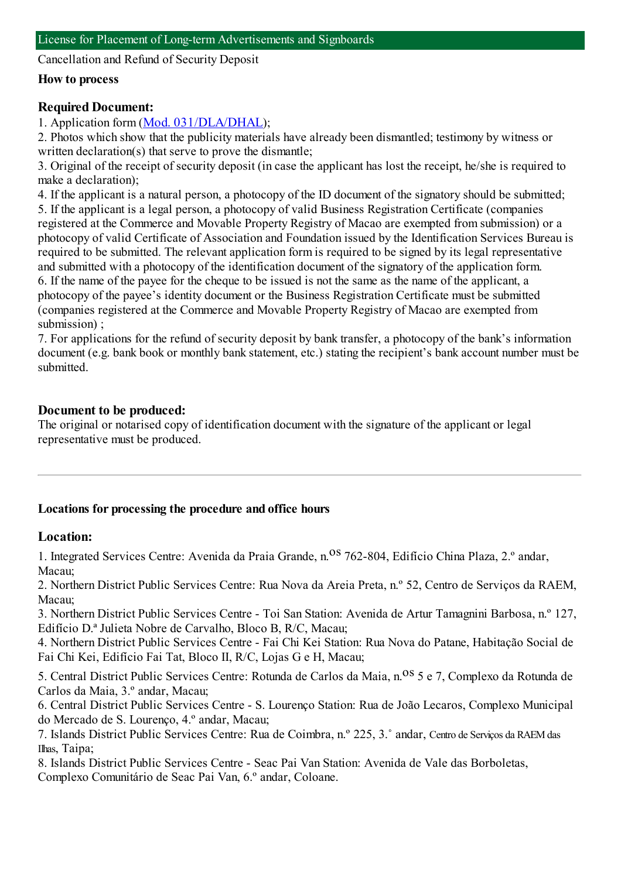## License for Placement of Long-term Advertisements and Signboards

Cancellation and Refund of Security Deposit

**How to process**

### Required Document:

1. Application form (Mod. 031/DLA/DHAL);
2. Photos which show that the publicity materials have already been dismantled; testimony by witness or written declaration(s) that serve to prove the dismantle;
3. Original of the receipt of security deposit (in case the applicant has lost the receipt, he/she is required to make a declaration);
4. If the applicant is a natural person, a photocopy of the ID document of the signatory should be submitted;
5. If the applicant is a legal person, a photocopy of valid Business Registration Certificate (companies registered at the Commerce and Movable Property Registry of Macao are exempted from submission) or a photocopy of valid Certificate of Association and Foundation issued by the Identification Services Bureau is required to be submitted. The relevant application form is required to be signed by its legal representative and submitted with a photocopy of the identification document of the signatory of the application form.
6. If the name of the payee for the cheque to be issued is not the same as the name of the applicant, a photocopy of the payee's identity document or the Business Registration Certificate must be submitted (companies registered at the Commerce and Movable Property Registry of Macao are exempted from submission) ;
7. For applications for the refund of security deposit by bank transfer, a photocopy of the bank's information document (e.g. bank book or monthly bank statement, etc.) stating the recipient's bank account number must be submitted.

### Document to be produced:

The original or notarised copy of identification document with the signature of the applicant or legal representative must be produced.

---

**Locations for processing the procedure and office hours**

### Location:

1. Integrated Services Centre: Avenida da Praia Grande, n.os 762-804, Edifício China Plaza, 2.º andar, Macau;
2. Northern District Public Services Centre: Rua Nova da Areia Preta, n.º 52, Centro de Serviços da RAEM, Macau;
3. Northern District Public Services Centre - Toi San Station: Avenida de Artur Tamagnini Barbosa, n.º 127, Edifício D.ª Julieta Nobre de Carvalho, Bloco B, R/C, Macau;
4. Northern District Public Services Centre - Fai Chi Kei Station: Rua Nova do Patane, Habitação Social de Fai Chi Kei, Edifício Fai Tat, Bloco II, R/C, Lojas G e H, Macau;
5. Central District Public Services Centre: Rotunda de Carlos da Maia, n.os 5 e 7, Complexo da Rotunda de Carlos da Maia, 3.º andar, Macau;
6. Central District Public Services Centre - S. Lourenço Station: Rua de João Lecaros, Complexo Municipal do Mercado de S. Lourenço, 4.º andar, Macau;
7. Islands District Public Services Centre: Rua de Coimbra, n.º 225, 3.˚ andar, Centro de Serviços da RAEM das Ilhas, Taipa;
8. Islands District Public Services Centre - Seac Pai Van Station: Avenida de Vale das Borboletas, Complexo Comunitário de Seac Pai Van, 6.º andar, Coloane.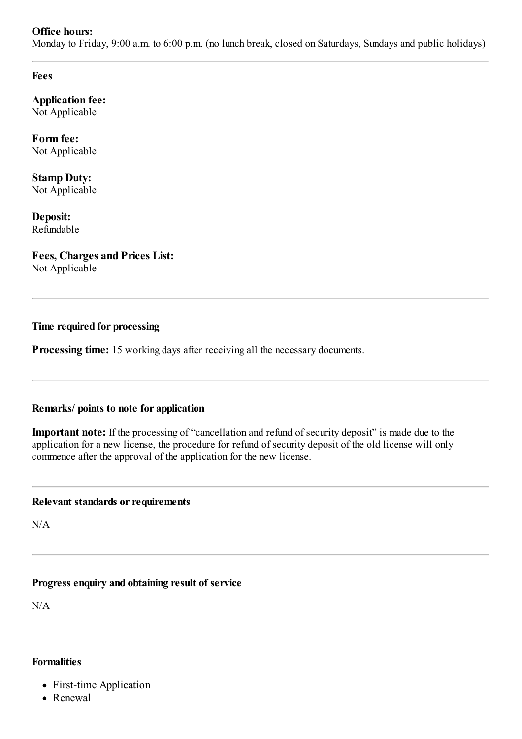**Office hours:**
Monday to Friday, 9:00 a.m. to 6:00 p.m. (no lunch break, closed on Saturdays, Sundays and public holidays)

---

### Fees

**Application fee:**
Not Applicable

**Form fee:**
Not Applicable

**Stamp Duty:**
Not Applicable

**Deposit:**
Refundable

**Fees, Charges and Prices List:**
Not Applicable

---

### Time required for processing

**Processing time:** 15 working days after receiving all the necessary documents.

---

### Remarks/ points to note for application

**Important note:** If the processing of "cancellation and refund of security deposit" is made due to the application for a new license, the procedure for refund of security deposit of the old license will only commence after the approval of the application for the new license.

---

### Relevant standards or requirements

N/A

---

### Progress enquiry and obtaining result of service

N/A

### Formalities

- First-time Application
- Renewal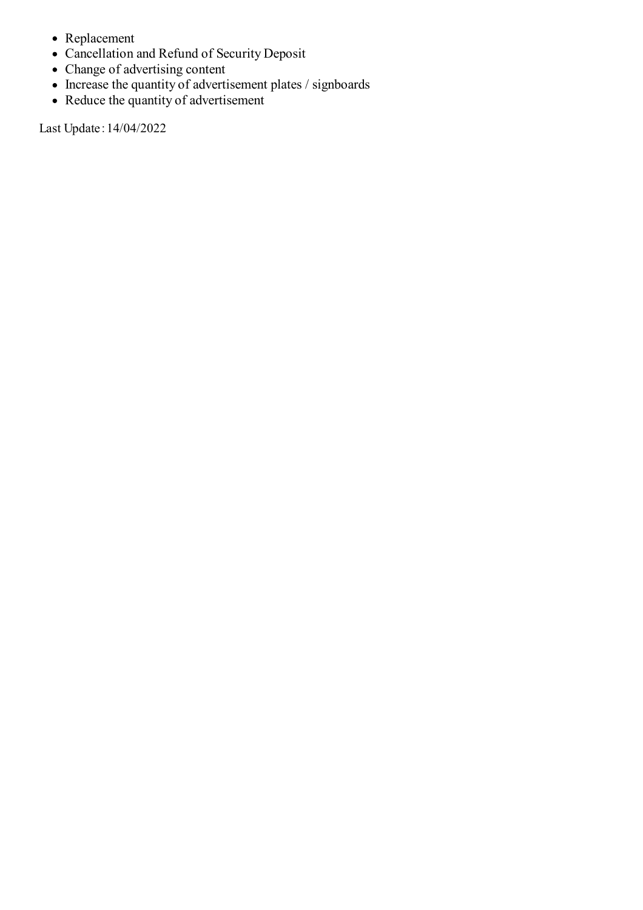- Replacement
- Cancellation and Refund of Security Deposit
- Change of advertising content
- Increase the quantity of advertisement plates / signboards
- Reduce the quantity of advertisement

Last Update : 14/04/2022